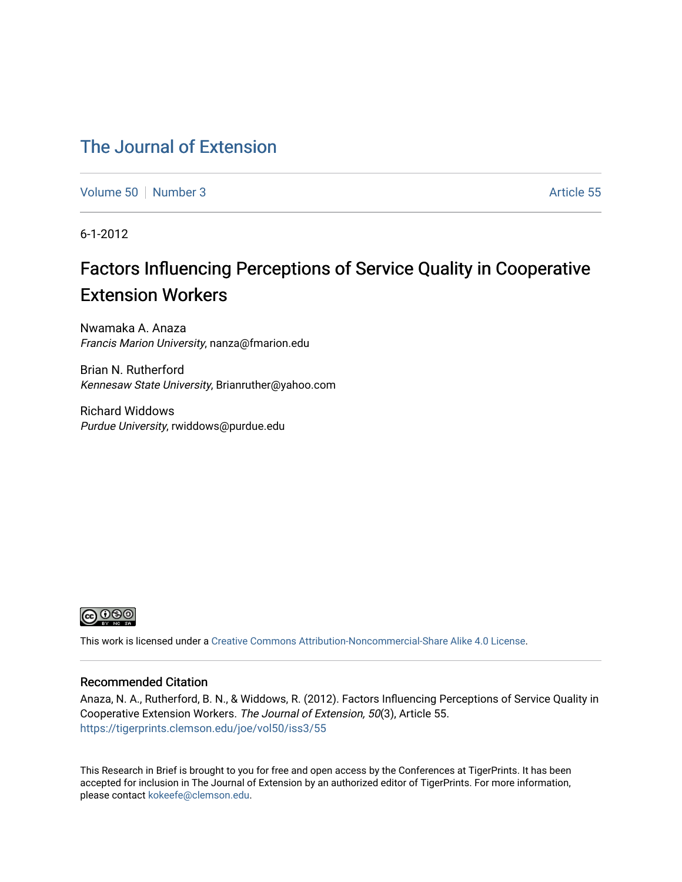# The Journal of Extension

Volume 50 | Number 3 | Article 55

6-1-2012

## Factors Influencing Perceptions of Service Quality in Cooperative Extension Workers

Nwamaka A. Anaza
*Francis Marion University*, nanza@fmarion.edu

Brian N. Rutherford
*Kennesaw State University*, Brianruther@yahoo.com

Richard Widdows
*Purdue University*, rwiddows@purdue.edu

This work is licensed under a Creative Commons Attribution-Noncommercial-Share Alike 4.0 License.

### Recommended Citation

Anaza, N. A., Rutherford, B. N., & Widdows, R. (2012). Factors Influencing Perceptions of Service Quality in Cooperative Extension Workers. *The Journal of Extension, 50*(3), Article 55. https://tigerprints.clemson.edu/joe/vol50/iss3/55

This Research in Brief is brought to you for free and open access by the Conferences at TigerPrints. It has been accepted for inclusion in The Journal of Extension by an authorized editor of TigerPrints. For more information, please contact kokeefe@clemson.edu.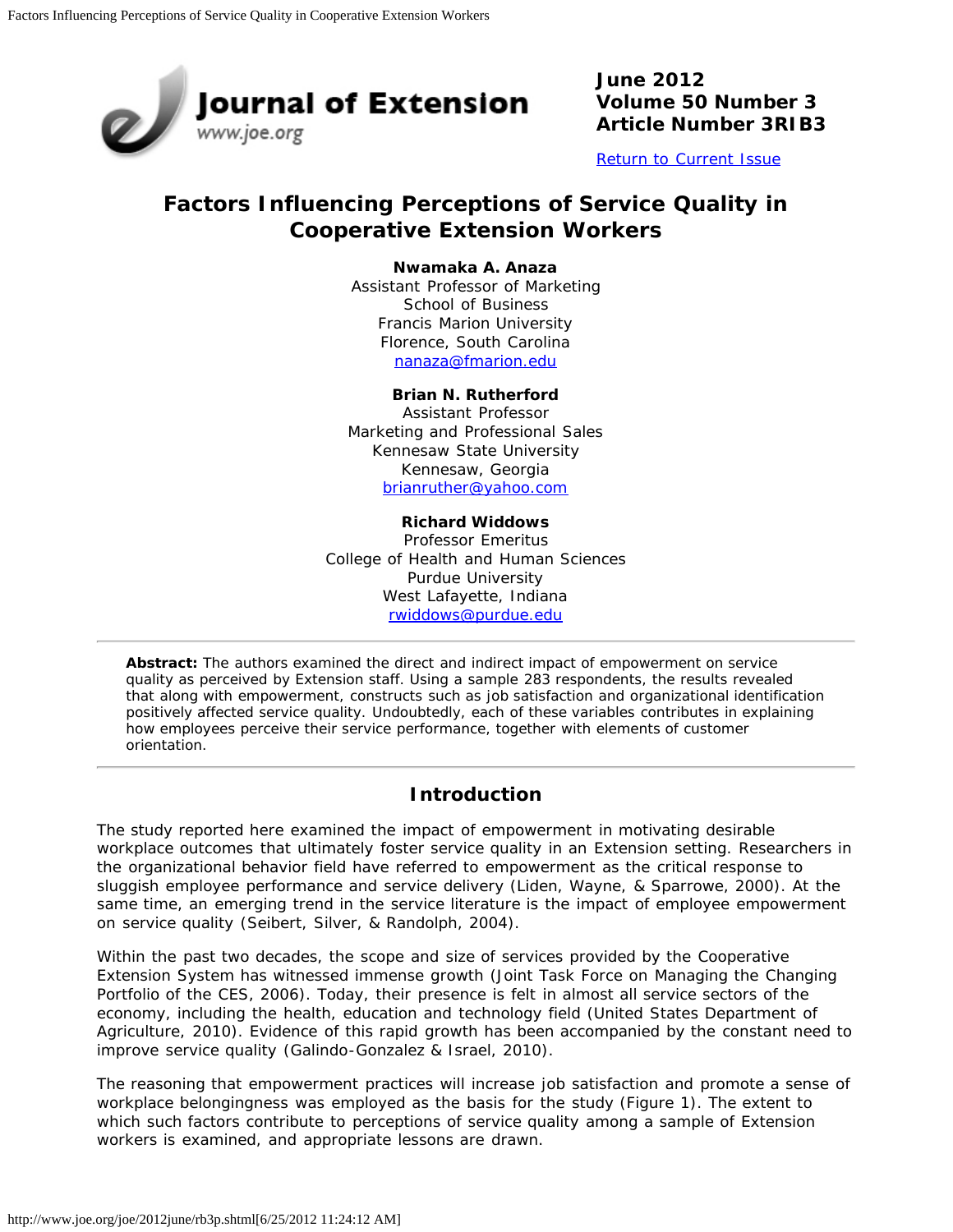June 2012
Volume 50 Number 3
Article Number 3RIB3

[Return to Current Issue](#)

# Factors Influencing Perceptions of Service Quality in Cooperative Extension Workers

**Nwamaka A. Anaza**
Assistant Professor of Marketing
School of Business
Francis Marion University
Florence, South Carolina
nanaza@fmarion.edu

**Brian N. Rutherford**
Assistant Professor
Marketing and Professional Sales
Kennesaw State University
Kennesaw, Georgia
brianruther@yahoo.com

**Richard Widdows**
Professor Emeritus
College of Health and Human Sciences
Purdue University
West Lafayette, Indiana
rwiddows@purdue.edu

---

**Abstract:** The authors examined the direct and indirect impact of empowerment on service quality as perceived by Extension staff. Using a sample 283 respondents, the results revealed that along with empowerment, constructs such as job satisfaction and organizational identification positively affected service quality. Undoubtedly, each of these variables contributes in explaining how employees perceive their service performance, together with elements of customer orientation.

---

## Introduction

The study reported here examined the impact of empowerment in motivating desirable workplace outcomes that ultimately foster service quality in an Extension setting. Researchers in the organizational behavior field have referred to empowerment as the critical response to sluggish employee performance and service delivery (Liden, Wayne, & Sparrowe, 2000). At the same time, an emerging trend in the service literature is the impact of employee empowerment on service quality (Seibert, Silver, & Randolph, 2004).

Within the past two decades, the scope and size of services provided by the Cooperative Extension System has witnessed immense growth (Joint Task Force on Managing the Changing Portfolio of the CES, 2006). Today, their presence is felt in almost all service sectors of the economy, including the health, education and technology field (United States Department of Agriculture, 2010). Evidence of this rapid growth has been accompanied by the constant need to improve service quality (Galindo-Gonzalez & Israel, 2010).

The reasoning that empowerment practices will increase job satisfaction and promote a sense of workplace belongingness was employed as the basis for the study (Figure 1). The extent to which such factors contribute to perceptions of service quality among a sample of Extension workers is examined, and appropriate lessons are drawn.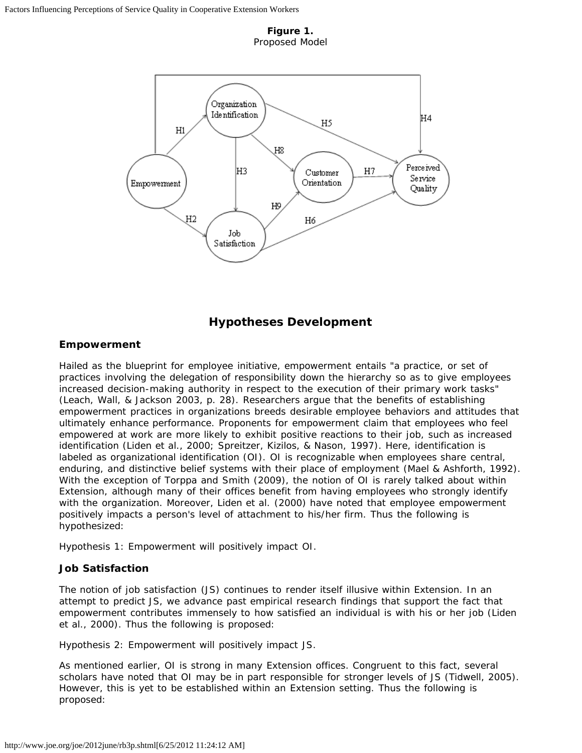**Figure 1.**
Proposed Model

## Hypotheses Development

### Empowerment

Hailed as the blueprint for employee initiative, empowerment entails "a practice, or set of practices involving the delegation of responsibility down the hierarchy so as to give employees increased decision-making authority in respect to the execution of their primary work tasks" (Leach, Wall, & Jackson 2003, p. 28). Researchers argue that the benefits of establishing empowerment practices in organizations breeds desirable employee behaviors and attitudes that ultimately enhance performance. Proponents for empowerment claim that employees who feel empowered at work are more likely to exhibit positive reactions to their job, such as increased identification (Liden et al., 2000; Spreitzer, Kizilos, & Nason, 1997). Here, identification is labeled as organizational identification (OI). OI is recognizable when employees share central, enduring, and distinctive belief systems with their place of employment (Mael & Ashforth, 1992). With the exception of Torppa and Smith (2009), the notion of OI is rarely talked about within Extension, although many of their offices benefit from having employees who strongly identify with the organization. Moreover, Liden et al. (2000) have noted that employee empowerment positively impacts a person's level of attachment to his/her firm. Thus the following is hypothesized:

Hypothesis 1: Empowerment will positively impact OI.

### Job Satisfaction

The notion of job satisfaction (JS) continues to render itself illusive within Extension. In an attempt to predict JS, we advance past empirical research findings that support the fact that empowerment contributes immensely to how satisfied an individual is with his or her job (Liden et al., 2000). Thus the following is proposed:

Hypothesis 2: Empowerment will positively impact JS.

As mentioned earlier, OI is strong in many Extension offices. Congruent to this fact, several scholars have noted that OI may be in part responsible for stronger levels of JS (Tidwell, 2005). However, this is yet to be established within an Extension setting. Thus the following is proposed: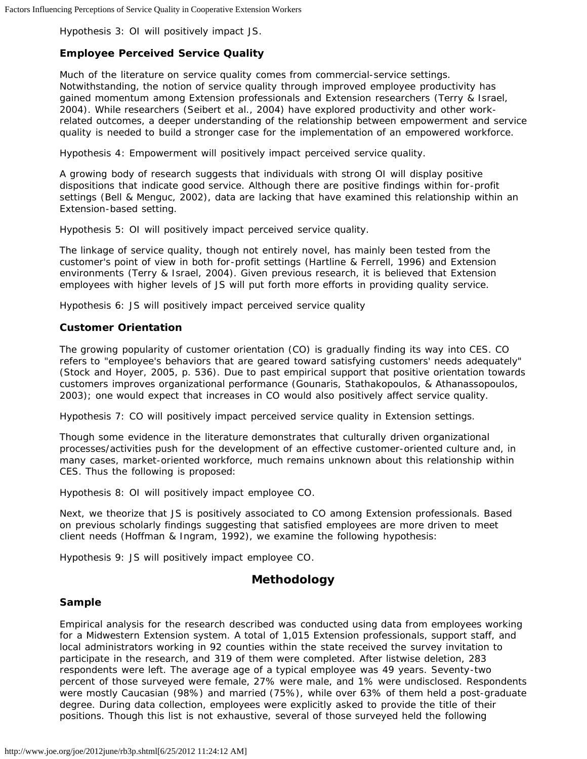Hypothesis 3: OI will positively impact JS.

### Employee Perceived Service Quality

Much of the literature on service quality comes from commercial-service settings. Notwithstanding, the notion of service quality through improved employee productivity has gained momentum among Extension professionals and Extension researchers (Terry & Israel, 2004). While researchers (Seibert et al., 2004) have explored productivity and other work-related outcomes, a deeper understanding of the relationship between empowerment and service quality is needed to build a stronger case for the implementation of an empowered workforce.

Hypothesis 4: Empowerment will positively impact perceived service quality.

A growing body of research suggests that individuals with strong OI will display positive dispositions that indicate good service. Although there are positive findings within for-profit settings (Bell & Menguc, 2002), data are lacking that have examined this relationship within an Extension-based setting.

Hypothesis 5: OI will positively impact perceived service quality.

The linkage of service quality, though not entirely novel, has mainly been tested from the customer's point of view in both for-profit settings (Hartline & Ferrell, 1996) and Extension environments (Terry & Israel, 2004). Given previous research, it is believed that Extension employees with higher levels of JS will put forth more efforts in providing quality service.

Hypothesis 6: JS will positively impact perceived service quality

### Customer Orientation

The growing popularity of customer orientation (CO) is gradually finding its way into CES. CO refers to "employee's behaviors that are geared toward satisfying customers' needs adequately" (Stock and Hoyer, 2005, p. 536). Due to past empirical support that positive orientation towards customers improves organizational performance (Gounaris, Stathakopoulos, & Athanassopoulos, 2003); one would expect that increases in CO would also positively affect service quality.

Hypothesis 7: CO will positively impact perceived service quality in Extension settings.

Though some evidence in the literature demonstrates that culturally driven organizational processes/activities push for the development of an effective customer-oriented culture and, in many cases, market-oriented workforce, much remains unknown about this relationship within CES. Thus the following is proposed:

Hypothesis 8: OI will positively impact employee CO.

Next, we theorize that JS is positively associated to CO among Extension professionals. Based on previous scholarly findings suggesting that satisfied employees are more driven to meet client needs (Hoffman & Ingram, 1992), we examine the following hypothesis:

Hypothesis 9: JS will positively impact employee CO.

## Methodology

### Sample

Empirical analysis for the research described was conducted using data from employees working for a Midwestern Extension system. A total of 1,015 Extension professionals, support staff, and local administrators working in 92 counties within the state received the survey invitation to participate in the research, and 319 of them were completed. After listwise deletion, 283 respondents were left. The average age of a typical employee was 49 years. Seventy-two percent of those surveyed were female, 27% were male, and 1% were undisclosed. Respondents were mostly Caucasian (98%) and married (75%), while over 63% of them held a post-graduate degree. During data collection, employees were explicitly asked to provide the title of their positions. Though this list is not exhaustive, several of those surveyed held the following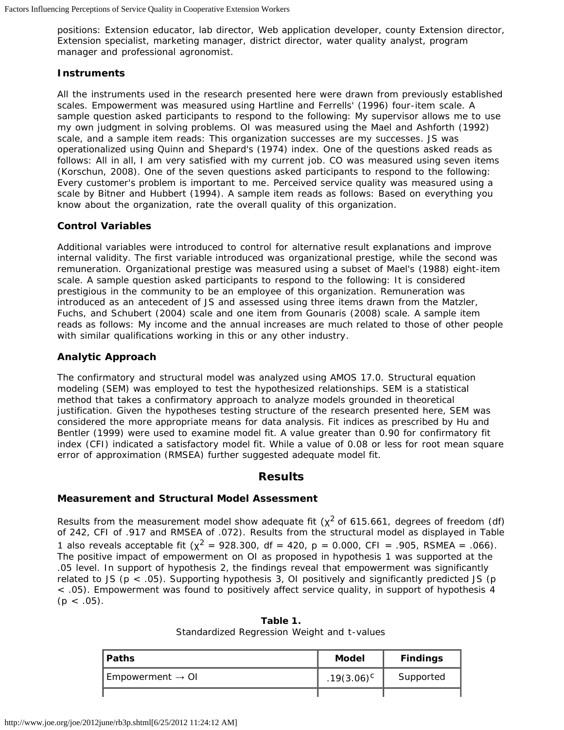positions: Extension educator, lab director, Web application developer, county Extension director, Extension specialist, marketing manager, district director, water quality analyst, program manager and professional agronomist.

### Instruments

All the instruments used in the research presented here were drawn from previously established scales. Empowerment was measured using Hartline and Ferrells' (1996) four-item scale. A sample question asked participants to respond to the following: My supervisor allows me to use my own judgment in solving problems. OI was measured using the Mael and Ashforth (1992) scale, and a sample item reads: This organization successes are my successes. JS was operationalized using Quinn and Shepard's (1974) index. One of the questions asked reads as follows: All in all, I am very satisfied with my current job. CO was measured using seven items (Korschun, 2008). One of the seven questions asked participants to respond to the following: Every customer's problem is important to me. Perceived service quality was measured using a scale by Bitner and Hubbert (1994). A sample item reads as follows: Based on everything you know about the organization, rate the overall quality of this organization.

### Control Variables

Additional variables were introduced to control for alternative result explanations and improve internal validity. The first variable introduced was organizational prestige, while the second was remuneration. Organizational prestige was measured using a subset of Mael's (1988) eight-item scale. A sample question asked participants to respond to the following: It is considered prestigious in the community to be an employee of this organization. Remuneration was introduced as an antecedent of JS and assessed using three items drawn from the Matzler, Fuchs, and Schubert (2004) scale and one item from Gounaris (2008) scale. A sample item reads as follows: My income and the annual increases are much related to those of other people with similar qualifications working in this or any other industry.

### Analytic Approach

The confirmatory and structural model was analyzed using AMOS 17.0. Structural equation modeling (SEM) was employed to test the hypothesized relationships. SEM is a statistical method that takes a confirmatory approach to analyze models grounded in theoretical justification. Given the hypotheses testing structure of the research presented here, SEM was considered the more appropriate means for data analysis. Fit indices as prescribed by Hu and Bentler (1999) were used to examine model fit. A value greater than 0.90 for confirmatory fit index (CFI) indicated a satisfactory model fit. While a value of 0.08 or less for root mean square error of approximation (RMSEA) further suggested adequate model fit.

## Results

### Measurement and Structural Model Assessment

Results from the measurement model show adequate fit ($\chi^2$ of 615.661, degrees of freedom (df) of 242, CFI of .917 and RMSEA of .072). Results from the structural model as displayed in Table 1 also reveals acceptable fit ($\chi^2 = 928.300$, df = 420, p = 0.000, CFI = .905, RSMEA = .066). The positive impact of empowerment on OI as proposed in hypothesis 1 was supported at the .05 level. In support of hypothesis 2, the findings reveal that empowerment was significantly related to JS ($p < .05$). Supporting hypothesis 3, OI positively and significantly predicted JS ($p < .05$). Empowerment was found to positively affect service quality, in support of hypothesis 4 ($p < .05$).

**Table 1.**
Standardized Regression Weight and t-values

| Paths | Model | Findings |
|---|---|---|
| Empowerment → OI | .19(3.06)[c] | Supported |
| | | |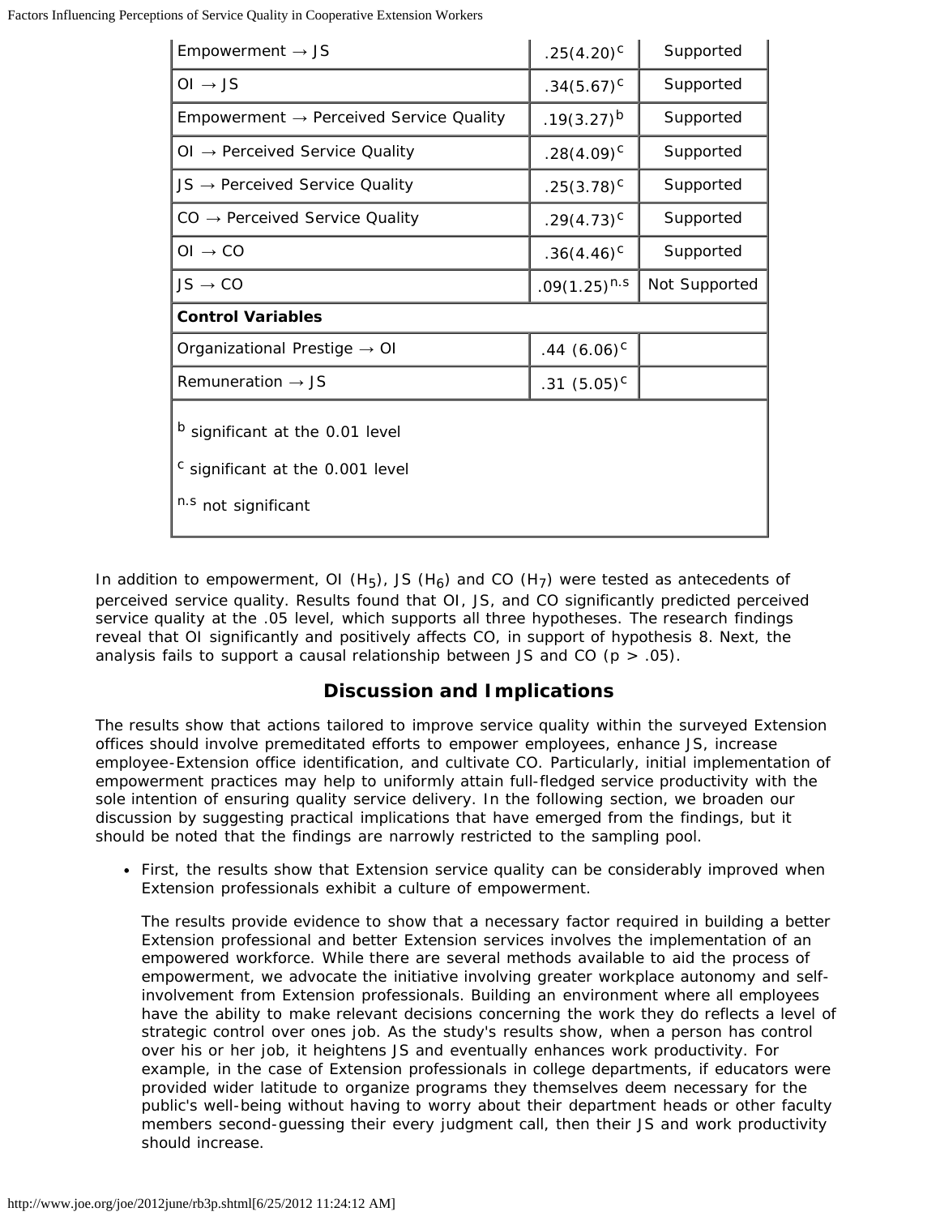| | | |
|---|---|---|
| Empowerment → JS | $.25(4.20)^{c}$ | Supported |
| OI → JS | $.34(5.67)^{c}$ | Supported |
| Empowerment → Perceived Service Quality | $.19(3.27)^{b}$ | Supported |
| OI → Perceived Service Quality | $.28(4.09)^{c}$ | Supported |
| JS → Perceived Service Quality | $.25(3.78)^{c}$ | Supported |
| CO → Perceived Service Quality | $.29(4.73)^{c}$ | Supported |
| OI → CO | $.36(4.46)^{c}$ | Supported |
| JS → CO | $.09(1.25)^{n.s}$ | Not Supported |
| **Control Variables** | | |
| Organizational Prestige → OI | $.44\ (6.06)^{c}$ | |
| Remuneration → JS | $.31\ (5.05)^{c}$ | |

$^{b}$ significant at the 0.01 level

$^{c}$ significant at the 0.001 level

$^{n.s}$ not significant

In addition to empowerment, OI ($H_5$), JS ($H_6$) and CO ($H_7$) were tested as antecedents of perceived service quality. Results found that OI, JS, and CO significantly predicted perceived service quality at the .05 level, which supports all three hypotheses. The research findings reveal that OI significantly and positively affects CO, in support of hypothesis 8. Next, the analysis fails to support a causal relationship between JS and CO ($p > .05$).

## Discussion and Implications

The results show that actions tailored to improve service quality within the surveyed Extension offices should involve premeditated efforts to empower employees, enhance JS, increase employee-Extension office identification, and cultivate CO. Particularly, initial implementation of empowerment practices may help to uniformly attain full-fledged service productivity with the sole intention of ensuring quality service delivery. In the following section, we broaden our discussion by suggesting practical implications that have emerged from the findings, but it should be noted that the findings are narrowly restricted to the sampling pool.

- First, the results show that Extension service quality can be considerably improved when Extension professionals exhibit a culture of empowerment.

  The results provide evidence to show that a necessary factor required in building a better Extension professional and better Extension services involves the implementation of an empowered workforce. While there are several methods available to aid the process of empowerment, we advocate the initiative involving greater workplace autonomy and self-involvement from Extension professionals. Building an environment where all employees have the ability to make relevant decisions concerning the work they do reflects a level of strategic control over ones job. As the study's results show, when a person has control over his or her job, it heightens JS and eventually enhances work productivity. For example, in the case of Extension professionals in college departments, if educators were provided wider latitude to organize programs they themselves deem necessary for the public's well-being without having to worry about their department heads or other faculty members second-guessing their every judgment call, then their JS and work productivity should increase.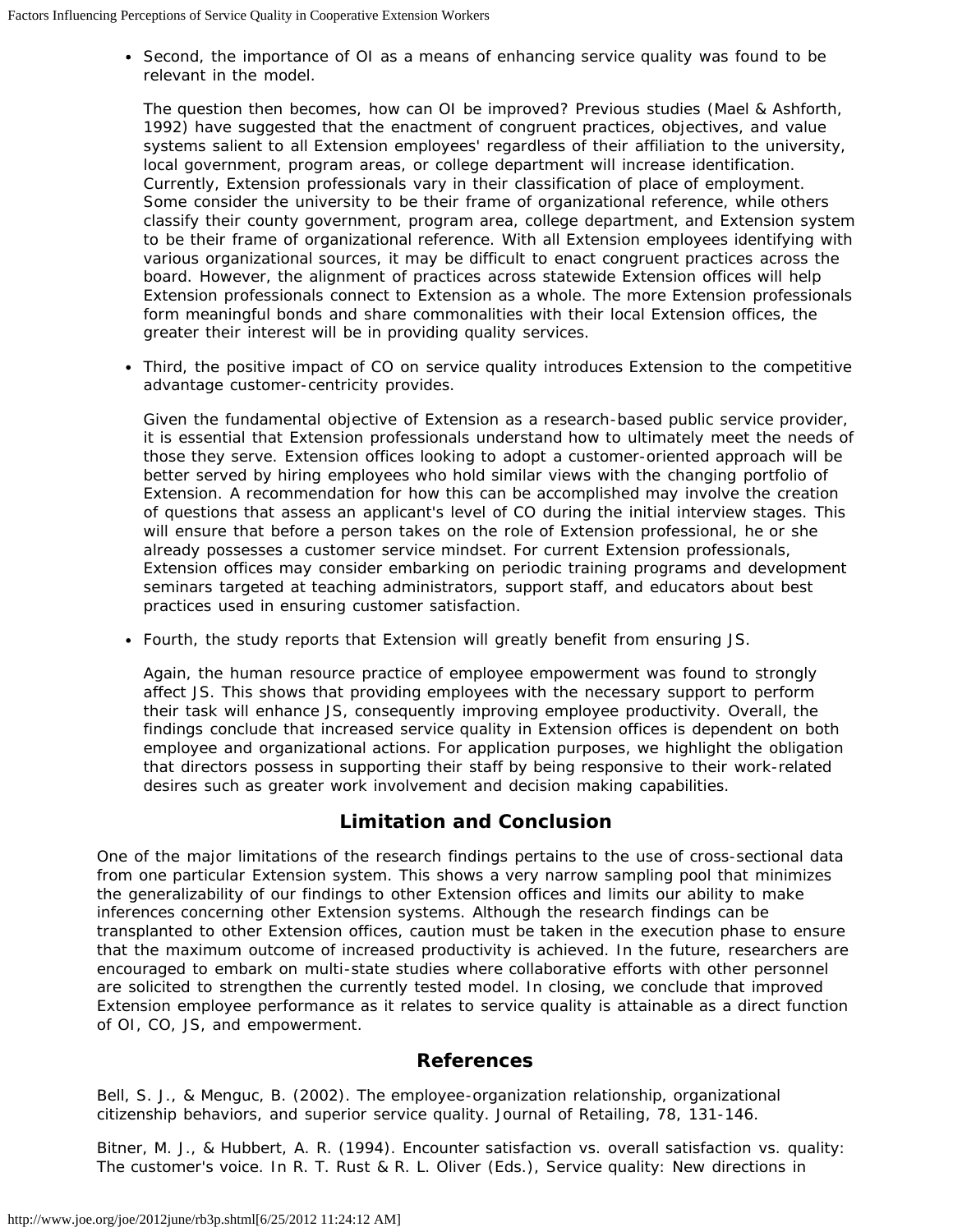- Second, the importance of OI as a means of enhancing service quality was found to be relevant in the model.

  The question then becomes, how can OI be improved? Previous studies (Mael & Ashforth, 1992) have suggested that the enactment of congruent practices, objectives, and value systems salient to all Extension employees' regardless of their affiliation to the university, local government, program areas, or college department will increase identification. Currently, Extension professionals vary in their classification of place of employment. Some consider the university to be their frame of organizational reference, while others classify their county government, program area, college department, and Extension system to be their frame of organizational reference. With all Extension employees identifying with various organizational sources, it may be difficult to enact congruent practices across the board. However, the alignment of practices across statewide Extension offices will help Extension professionals connect to Extension as a whole. The more Extension professionals form meaningful bonds and share commonalities with their local Extension offices, the greater their interest will be in providing quality services.

- Third, the positive impact of CO on service quality introduces Extension to the competitive advantage customer-centricity provides.

  Given the fundamental objective of Extension as a research-based public service provider, it is essential that Extension professionals understand how to ultimately meet the needs of those they serve. Extension offices looking to adopt a customer-oriented approach will be better served by hiring employees who hold similar views with the changing portfolio of Extension. A recommendation for how this can be accomplished may involve the creation of questions that assess an applicant's level of CO during the initial interview stages. This will ensure that before a person takes on the role of Extension professional, he or she already possesses a customer service mindset. For current Extension professionals, Extension offices may consider embarking on periodic training programs and development seminars targeted at teaching administrators, support staff, and educators about best practices used in ensuring customer satisfaction.

- Fourth, the study reports that Extension will greatly benefit from ensuring JS.

  Again, the human resource practice of employee empowerment was found to strongly affect JS. This shows that providing employees with the necessary support to perform their task will enhance JS, consequently improving employee productivity. Overall, the findings conclude that increased service quality in Extension offices is dependent on both employee and organizational actions. For application purposes, we highlight the obligation that directors possess in supporting their staff by being responsive to their work-related desires such as greater work involvement and decision making capabilities.

## Limitation and Conclusion

One of the major limitations of the research findings pertains to the use of cross-sectional data from one particular Extension system. This shows a very narrow sampling pool that minimizes the generalizability of our findings to other Extension offices and limits our ability to make inferences concerning other Extension systems. Although the research findings can be transplanted to other Extension offices, caution must be taken in the execution phase to ensure that the maximum outcome of increased productivity is achieved. In the future, researchers are encouraged to embark on multi-state studies where collaborative efforts with other personnel are solicited to strengthen the currently tested model. In closing, we conclude that improved Extension employee performance as it relates to service quality is attainable as a direct function of OI, CO, JS, and empowerment.

## References

Bell, S. J., & Menguc, B. (2002). The employee-organization relationship, organizational citizenship behaviors, and superior service quality. Journal of Retailing, 78, 131-146.

Bitner, M. J., & Hubbert, A. R. (1994). Encounter satisfaction vs. overall satisfaction vs. quality: The customer's voice. In R. T. Rust & R. L. Oliver (Eds.), Service quality: New directions in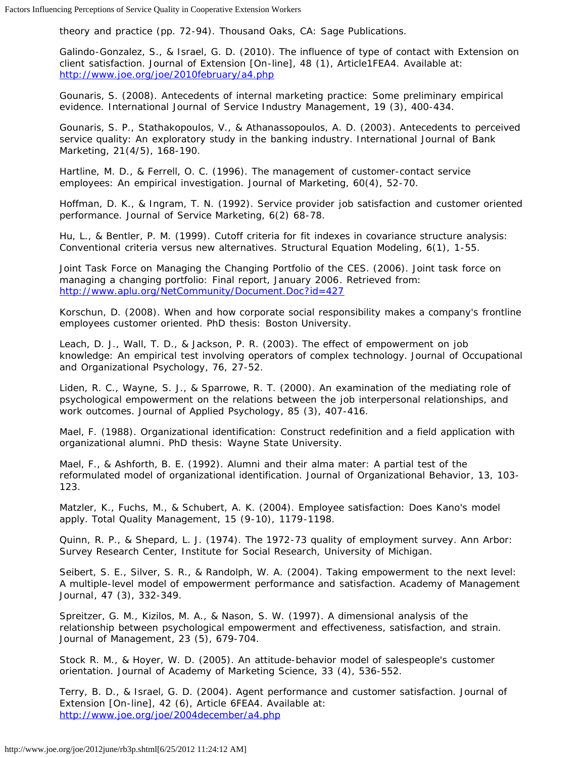theory and practice (pp. 72-94). Thousand Oaks, CA: Sage Publications.

Galindo-Gonzalez, S., & Israel, G. D. (2010). The influence of type of contact with Extension on client satisfaction. Journal of Extension [On-line], 48 (1), Article1FEA4. Available at: [http://www.joe.org/joe/2010february/a4.php](http://www.joe.org/joe/2010february/a4.php)

Gounaris, S. (2008). Antecedents of internal marketing practice: Some preliminary empirical evidence. International Journal of Service Industry Management, 19 (3), 400-434.

Gounaris, S. P., Stathakopoulos, V., & Athanassopoulos, A. D. (2003). Antecedents to perceived service quality: An exploratory study in the banking industry. International Journal of Bank Marketing, 21(4/5), 168-190.

Hartline, M. D., & Ferrell, O. C. (1996). The management of customer-contact service employees: An empirical investigation. Journal of Marketing, 60(4), 52-70.

Hoffman, D. K., & Ingram, T. N. (1992). Service provider job satisfaction and customer oriented performance. Journal of Service Marketing, 6(2) 68-78.

Hu, L., & Bentler, P. M. (1999). Cutoff criteria for fit indexes in covariance structure analysis: Conventional criteria versus new alternatives. Structural Equation Modeling, 6(1), 1-55.

Joint Task Force on Managing the Changing Portfolio of the CES. (2006). Joint task force on managing a changing portfolio: Final report, January 2006. Retrieved from: [http://www.aplu.org/NetCommunity/Document.Doc?id=427](http://www.aplu.org/NetCommunity/Document.Doc?id=427)

Korschun, D. (2008). When and how corporate social responsibility makes a company's frontline employees customer oriented. PhD thesis: Boston University.

Leach, D. J., Wall, T. D., & Jackson, P. R. (2003). The effect of empowerment on job knowledge: An empirical test involving operators of complex technology. Journal of Occupational and Organizational Psychology, 76, 27-52.

Liden, R. C., Wayne, S. J., & Sparrowe, R. T. (2000). An examination of the mediating role of psychological empowerment on the relations between the job interpersonal relationships, and work outcomes. Journal of Applied Psychology, 85 (3), 407-416.

Mael, F. (1988). Organizational identification: Construct redefinition and a field application with organizational alumni. PhD thesis: Wayne State University.

Mael, F., & Ashforth, B. E. (1992). Alumni and their alma mater: A partial test of the reformulated model of organizational identification. Journal of Organizational Behavior, 13, 103-123.

Matzler, K., Fuchs, M., & Schubert, A. K. (2004). Employee satisfaction: Does Kano's model apply. Total Quality Management, 15 (9-10), 1179-1198.

Quinn, R. P., & Shepard, L. J. (1974). The 1972-73 quality of employment survey. Ann Arbor: Survey Research Center, Institute for Social Research, University of Michigan.

Seibert, S. E., Silver, S. R., & Randolph, W. A. (2004). Taking empowerment to the next level: A multiple-level model of empowerment performance and satisfaction. Academy of Management Journal, 47 (3), 332-349.

Spreitzer, G. M., Kizilos, M. A., & Nason, S. W. (1997). A dimensional analysis of the relationship between psychological empowerment and effectiveness, satisfaction, and strain. Journal of Management, 23 (5), 679-704.

Stock R. M., & Hoyer, W. D. (2005). An attitude-behavior model of salespeople's customer orientation. Journal of Academy of Marketing Science, 33 (4), 536-552.

Terry, B. D., & Israel, G. D. (2004). Agent performance and customer satisfaction. Journal of Extension [On-line], 42 (6), Article 6FEA4. Available at: [http://www.joe.org/joe/2004december/a4.php](http://www.joe.org/joe/2004december/a4.php)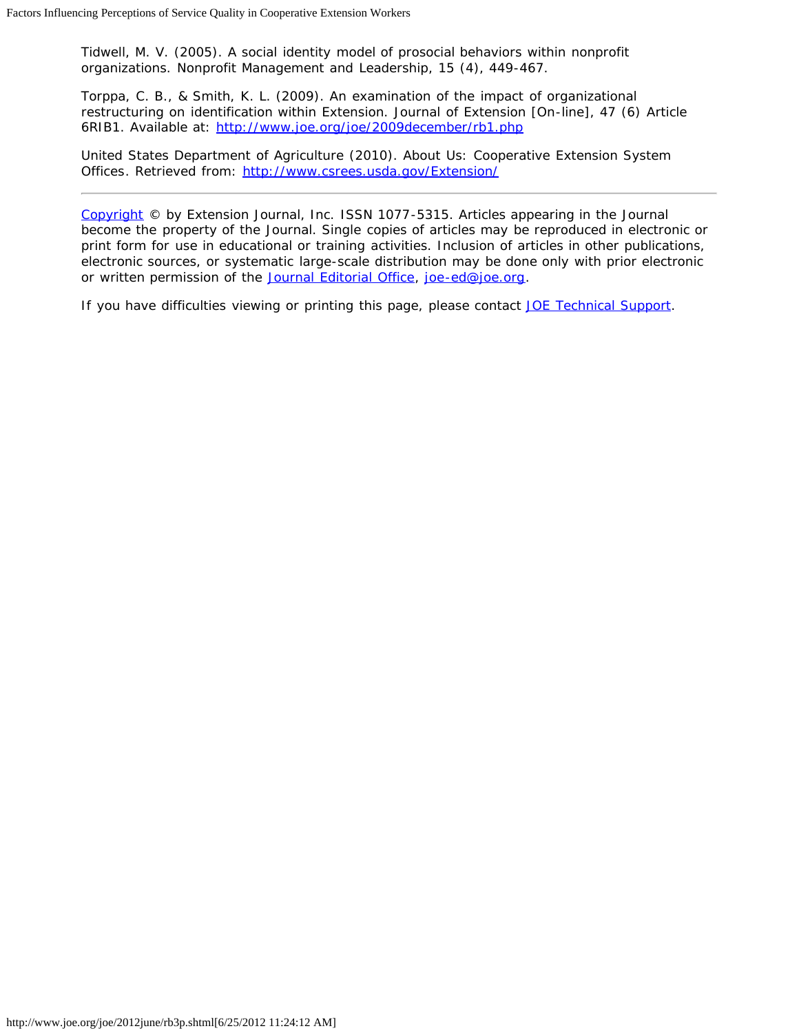Tidwell, M. V. (2005). A social identity model of prosocial behaviors within nonprofit organizations. Nonprofit Management and Leadership, 15 (4), 449-467.

Torppa, C. B., & Smith, K. L. (2009). An examination of the impact of organizational restructuring on identification within Extension. Journal of Extension [On-line], 47 (6) Article 6RIB1. Available at: [http://www.joe.org/joe/2009december/rb1.php](http://www.joe.org/joe/2009december/rb1.php)

United States Department of Agriculture (2010). About Us: Cooperative Extension System Offices. Retrieved from: [http://www.csrees.usda.gov/Extension/](http://www.csrees.usda.gov/Extension/)

---

Copyright © by Extension Journal, Inc. ISSN 1077-5315. Articles appearing in the Journal become the property of the Journal. Single copies of articles may be reproduced in electronic or print form for use in educational or training activities. Inclusion of articles in other publications, electronic sources, or systematic large-scale distribution may be done only with prior electronic or written permission of the Journal Editorial Office, joe-ed@joe.org.

If you have difficulties viewing or printing this page, please contact JOE Technical Support.